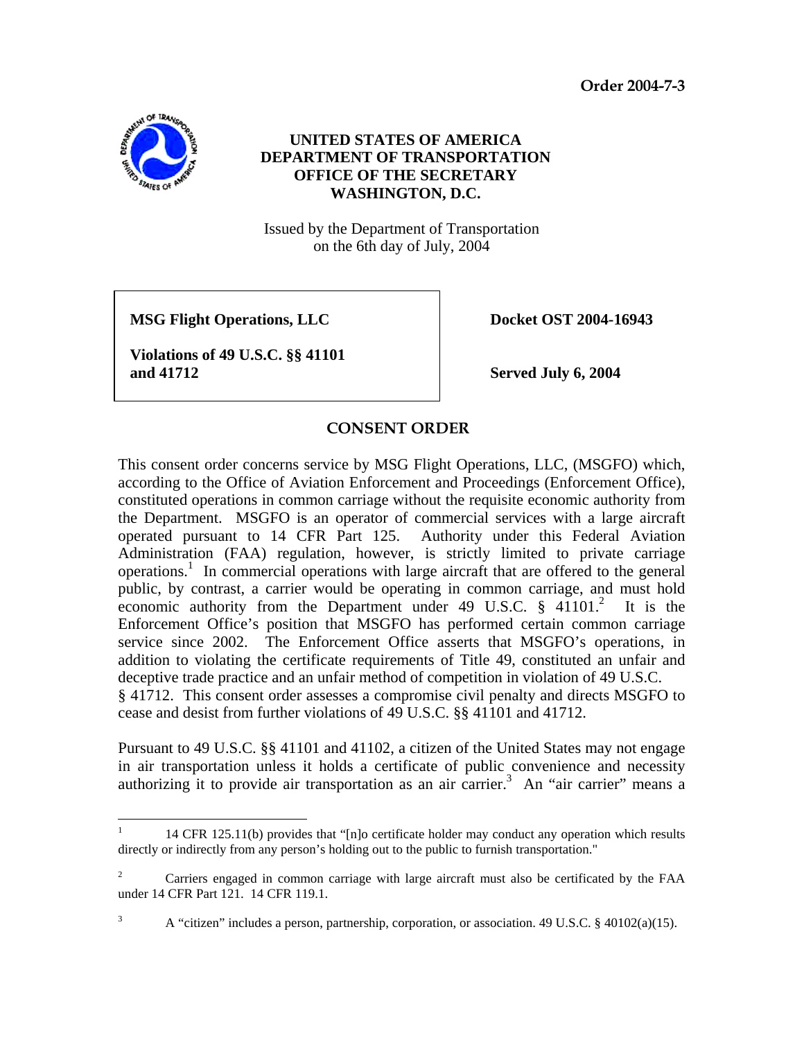**Order 2004-7-3**

**UNITED STATES OF AMERICA**
**DEPARTMENT OF TRANSPORTATION**
**OFFICE OF THE SECRETARY**
**WASHINGTON, D.C.**

Issued by the Department of Transportation
on the 6th day of July, 2004

| | |
|---|---|
| **MSG Flight Operations, LLC** | **Docket OST 2004-16943** |
| **Violations of 49 U.S.C. §§ 41101 and 41712** | **Served July 6, 2004** |

## CONSENT ORDER

This consent order concerns service by MSG Flight Operations, LLC, (MSGFO) which, according to the Office of Aviation Enforcement and Proceedings (Enforcement Office), constituted operations in common carriage without the requisite economic authority from the Department. MSGFO is an operator of commercial services with a large aircraft operated pursuant to 14 CFR Part 125. Authority under this Federal Aviation Administration (FAA) regulation, however, is strictly limited to private carriage operations.[1] In commercial operations with large aircraft that are offered to the general public, by contrast, a carrier would be operating in common carriage, and must hold economic authority from the Department under 49 U.S.C. § 41101.[2] It is the Enforcement Office's position that MSGFO has performed certain common carriage service since 2002. The Enforcement Office asserts that MSGFO's operations, in addition to violating the certificate requirements of Title 49, constituted an unfair and deceptive trade practice and an unfair method of competition in violation of 49 U.S.C. § 41712. This consent order assesses a compromise civil penalty and directs MSGFO to cease and desist from further violations of 49 U.S.C. §§ 41101 and 41712.

Pursuant to 49 U.S.C. §§ 41101 and 41102, a citizen of the United States may not engage in air transportation unless it holds a certificate of public convenience and necessity authorizing it to provide air transportation as an air carrier.[3] An "air carrier" means a

---

[1] 14 CFR 125.11(b) provides that "[n]o certificate holder may conduct any operation which results directly or indirectly from any person's holding out to the public to furnish transportation."

[2] Carriers engaged in common carriage with large aircraft must also be certificated by the FAA under 14 CFR Part 121. 14 CFR 119.1.

[3] A "citizen" includes a person, partnership, corporation, or association. 49 U.S.C. § 40102(a)(15).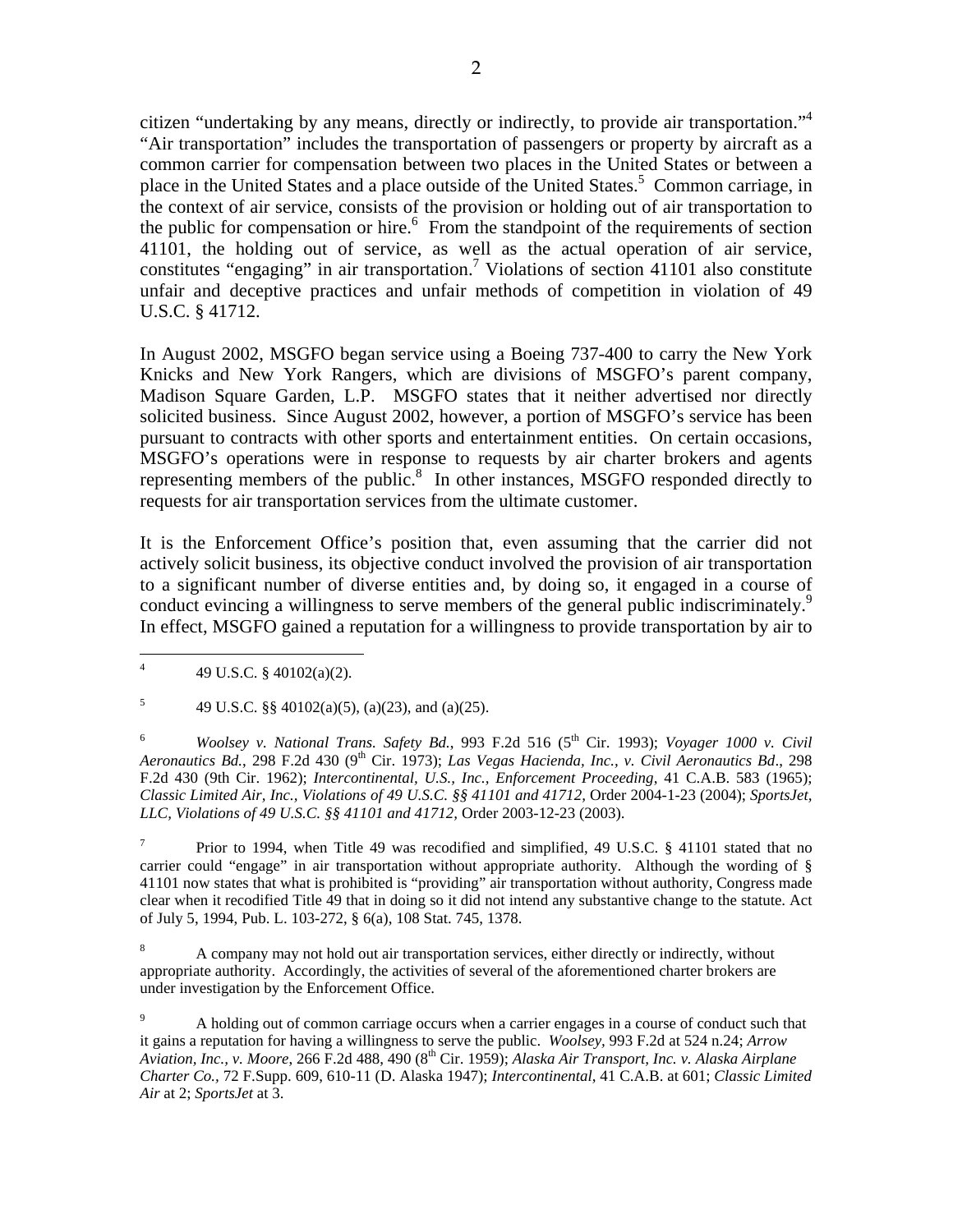citizen "undertaking by any means, directly or indirectly, to provide air transportation."[4] "Air transportation" includes the transportation of passengers or property by aircraft as a common carrier for compensation between two places in the United States or between a place in the United States and a place outside of the United States.[5] Common carriage, in the context of air service, consists of the provision or holding out of air transportation to the public for compensation or hire.[6] From the standpoint of the requirements of section 41101, the holding out of service, as well as the actual operation of air service, constitutes "engaging" in air transportation.[7] Violations of section 41101 also constitute unfair and deceptive practices and unfair methods of competition in violation of 49 U.S.C. § 41712.

In August 2002, MSGFO began service using a Boeing 737-400 to carry the New York Knicks and New York Rangers, which are divisions of MSGFO's parent company, Madison Square Garden, L.P. MSGFO states that it neither advertised nor directly solicited business. Since August 2002, however, a portion of MSGFO's service has been pursuant to contracts with other sports and entertainment entities. On certain occasions, MSGFO's operations were in response to requests by air charter brokers and agents representing members of the public.[8] In other instances, MSGFO responded directly to requests for air transportation services from the ultimate customer.

It is the Enforcement Office's position that, even assuming that the carrier did not actively solicit business, its objective conduct involved the provision of air transportation to a significant number of diverse entities and, by doing so, it engaged in a course of conduct evincing a willingness to serve members of the general public indiscriminately.[9] In effect, MSGFO gained a reputation for a willingness to provide transportation by air to

---

[4] 49 U.S.C. § 40102(a)(2).

[5] 49 U.S.C. §§ 40102(a)(5), (a)(23), and (a)(25).

[6] *Woolsey v. National Trans. Safety Bd.*, 993 F.2d 516 (5th Cir. 1993); *Voyager 1000 v. Civil Aeronautics Bd.*, 298 F.2d 430 (9th Cir. 1973); *Las Vegas Hacienda, Inc., v. Civil Aeronautics Bd*., 298 F.2d 430 (9th Cir. 1962); *Intercontinental, U.S., Inc., Enforcement Proceeding*, 41 C.A.B. 583 (1965); *Classic Limited Air, Inc., Violations of 49 U.S.C. §§ 41101 and 41712,* Order 2004-1-23 (2004); *SportsJet, LLC, Violations of 49 U.S.C. §§ 41101 and 41712,* Order 2003-12-23 (2003).

[7] Prior to 1994, when Title 49 was recodified and simplified, 49 U.S.C. § 41101 stated that no carrier could "engage" in air transportation without appropriate authority. Although the wording of § 41101 now states that what is prohibited is "providing" air transportation without authority, Congress made clear when it recodified Title 49 that in doing so it did not intend any substantive change to the statute. Act of July 5, 1994, Pub. L. 103-272, § 6(a), 108 Stat. 745, 1378.

[8] A company may not hold out air transportation services, either directly or indirectly, without appropriate authority. Accordingly, the activities of several of the aforementioned charter brokers are under investigation by the Enforcement Office.

[9] A holding out of common carriage occurs when a carrier engages in a course of conduct such that it gains a reputation for having a willingness to serve the public. *Woolsey*, 993 F.2d at 524 n.24; *Arrow Aviation, Inc., v. Moore*, 266 F.2d 488, 490 (8th Cir. 1959); *Alaska Air Transport, Inc. v. Alaska Airplane Charter Co.*, 72 F.Supp. 609, 610-11 (D. Alaska 1947); *Intercontinental*, 41 C.A.B. at 601; *Classic Limited Air* at 2; *SportsJet* at 3.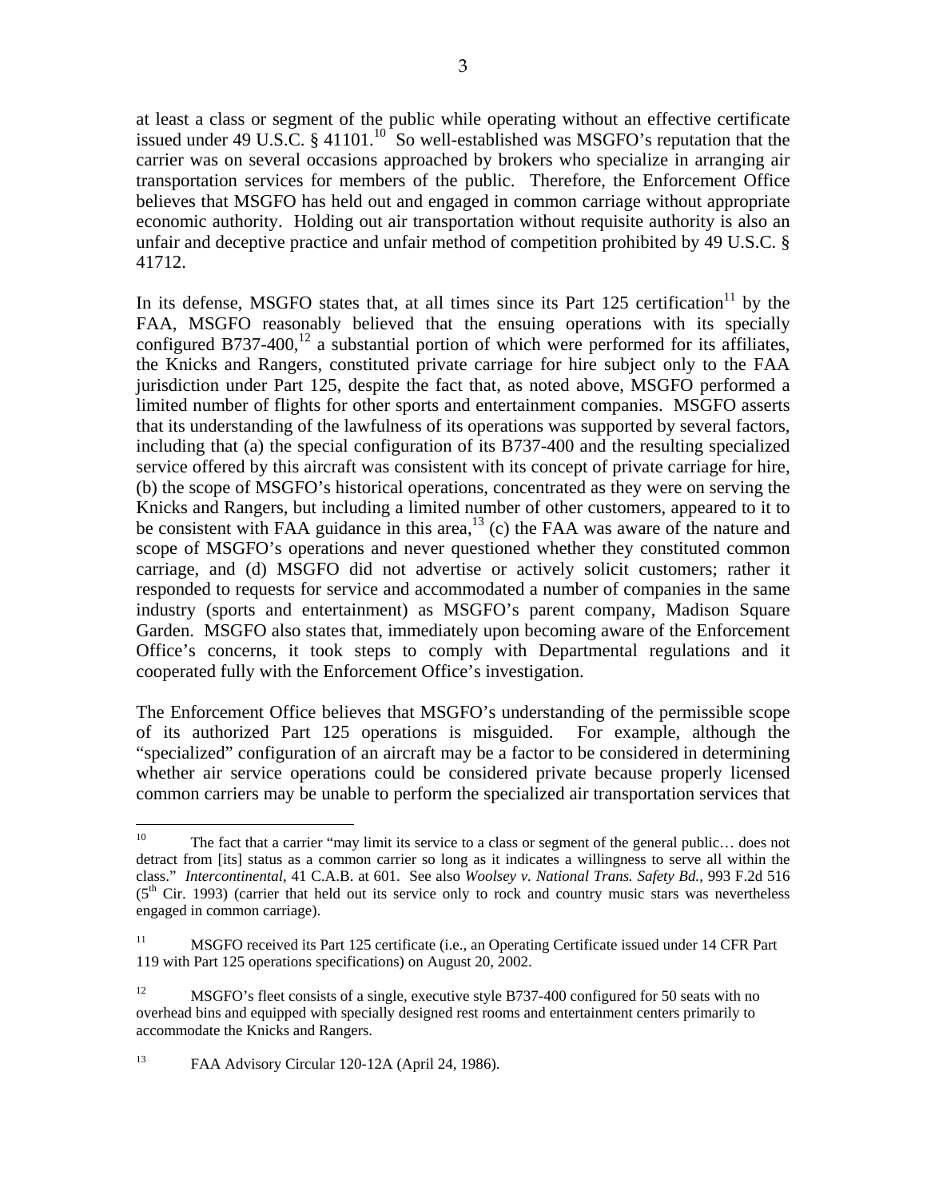at least a class or segment of the public while operating without an effective certificate issued under 49 U.S.C. § 41101.[10] So well-established was MSGFO's reputation that the carrier was on several occasions approached by brokers who specialize in arranging air transportation services for members of the public. Therefore, the Enforcement Office believes that MSGFO has held out and engaged in common carriage without appropriate economic authority. Holding out air transportation without requisite authority is also an unfair and deceptive practice and unfair method of competition prohibited by 49 U.S.C. § 41712.

In its defense, MSGFO states that, at all times since its Part 125 certification[11] by the FAA, MSGFO reasonably believed that the ensuing operations with its specially configured B737-400,[12] a substantial portion of which were performed for its affiliates, the Knicks and Rangers, constituted private carriage for hire subject only to the FAA jurisdiction under Part 125, despite the fact that, as noted above, MSGFO performed a limited number of flights for other sports and entertainment companies. MSGFO asserts that its understanding of the lawfulness of its operations was supported by several factors, including that (a) the special configuration of its B737-400 and the resulting specialized service offered by this aircraft was consistent with its concept of private carriage for hire, (b) the scope of MSGFO's historical operations, concentrated as they were on serving the Knicks and Rangers, but including a limited number of other customers, appeared to it to be consistent with FAA guidance in this area,[13] (c) the FAA was aware of the nature and scope of MSGFO's operations and never questioned whether they constituted common carriage, and (d) MSGFO did not advertise or actively solicit customers; rather it responded to requests for service and accommodated a number of companies in the same industry (sports and entertainment) as MSGFO's parent company, Madison Square Garden. MSGFO also states that, immediately upon becoming aware of the Enforcement Office's concerns, it took steps to comply with Departmental regulations and it cooperated fully with the Enforcement Office's investigation.

The Enforcement Office believes that MSGFO's understanding of the permissible scope of its authorized Part 125 operations is misguided. For example, although the "specialized" configuration of an aircraft may be a factor to be considered in determining whether air service operations could be considered private because properly licensed common carriers may be unable to perform the specialized air transportation services that

---

[10] The fact that a carrier "may limit its service to a class or segment of the general public… does not detract from [its] status as a common carrier so long as it indicates a willingness to serve all within the class." *Intercontinental*, 41 C.A.B. at 601. See also *Woolsey v. National Trans. Safety Bd.*, 993 F.2d 516 (5th Cir. 1993) (carrier that held out its service only to rock and country music stars was nevertheless engaged in common carriage).

[11] MSGFO received its Part 125 certificate (i.e., an Operating Certificate issued under 14 CFR Part 119 with Part 125 operations specifications) on August 20, 2002.

[12] MSGFO's fleet consists of a single, executive style B737-400 configured for 50 seats with no overhead bins and equipped with specially designed rest rooms and entertainment centers primarily to accommodate the Knicks and Rangers.

[13] FAA Advisory Circular 120-12A (April 24, 1986).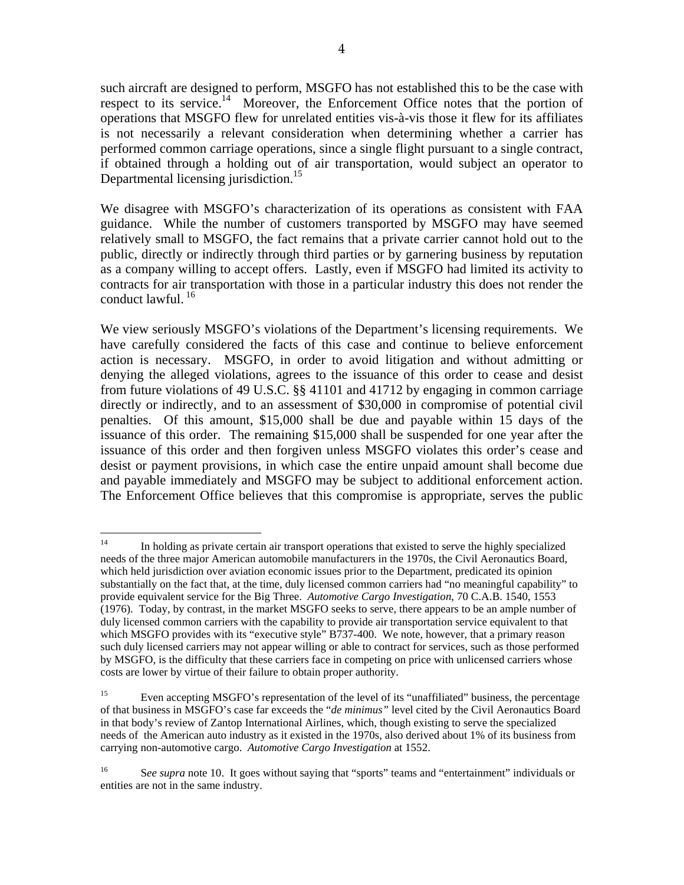such aircraft are designed to perform, MSGFO has not established this to be the case with respect to its service.[14] Moreover, the Enforcement Office notes that the portion of operations that MSGFO flew for unrelated entities vis-à-vis those it flew for its affiliates is not necessarily a relevant consideration when determining whether a carrier has performed common carriage operations, since a single flight pursuant to a single contract, if obtained through a holding out of air transportation, would subject an operator to Departmental licensing jurisdiction.[15]

We disagree with MSGFO's characterization of its operations as consistent with FAA guidance. While the number of customers transported by MSGFO may have seemed relatively small to MSGFO, the fact remains that a private carrier cannot hold out to the public, directly or indirectly through third parties or by garnering business by reputation as a company willing to accept offers. Lastly, even if MSGFO had limited its activity to contracts for air transportation with those in a particular industry this does not render the conduct lawful.[16]

We view seriously MSGFO's violations of the Department's licensing requirements. We have carefully considered the facts of this case and continue to believe enforcement action is necessary. MSGFO, in order to avoid litigation and without admitting or denying the alleged violations, agrees to the issuance of this order to cease and desist from future violations of 49 U.S.C. §§ 41101 and 41712 by engaging in common carriage directly or indirectly, and to an assessment of $30,000 in compromise of potential civil penalties. Of this amount, $15,000 shall be due and payable within 15 days of the issuance of this order. The remaining $15,000 shall be suspended for one year after the issuance of this order and then forgiven unless MSGFO violates this order's cease and desist or payment provisions, in which case the entire unpaid amount shall become due and payable immediately and MSGFO may be subject to additional enforcement action. The Enforcement Office believes that this compromise is appropriate, serves the public

---

[14] In holding as private certain air transport operations that existed to serve the highly specialized needs of the three major American automobile manufacturers in the 1970s, the Civil Aeronautics Board, which held jurisdiction over aviation economic issues prior to the Department, predicated its opinion substantially on the fact that, at the time, duly licensed common carriers had "no meaningful capability" to provide equivalent service for the Big Three. *Automotive Cargo Investigation*, 70 C.A.B. 1540, 1553 (1976). Today, by contrast, in the market MSGFO seeks to serve, there appears to be an ample number of duly licensed common carriers with the capability to provide air transportation service equivalent to that which MSGFO provides with its "executive style" B737-400. We note, however, that a primary reason such duly licensed carriers may not appear willing or able to contract for services, such as those performed by MSGFO, is the difficulty that these carriers face in competing on price with unlicensed carriers whose costs are lower by virtue of their failure to obtain proper authority.

[15] Even accepting MSGFO's representation of the level of its "unaffiliated" business, the percentage of that business in MSGFO's case far exceeds the "*de minimus"* level cited by the Civil Aeronautics Board in that body's review of Zantop International Airlines, which, though existing to serve the specialized needs of the American auto industry as it existed in the 1970s, also derived about 1% of its business from carrying non-automotive cargo. *Automotive Cargo Investigation* at 1552.

[16] S*ee supra* note 10. It goes without saying that "sports" teams and "entertainment" individuals or entities are not in the same industry.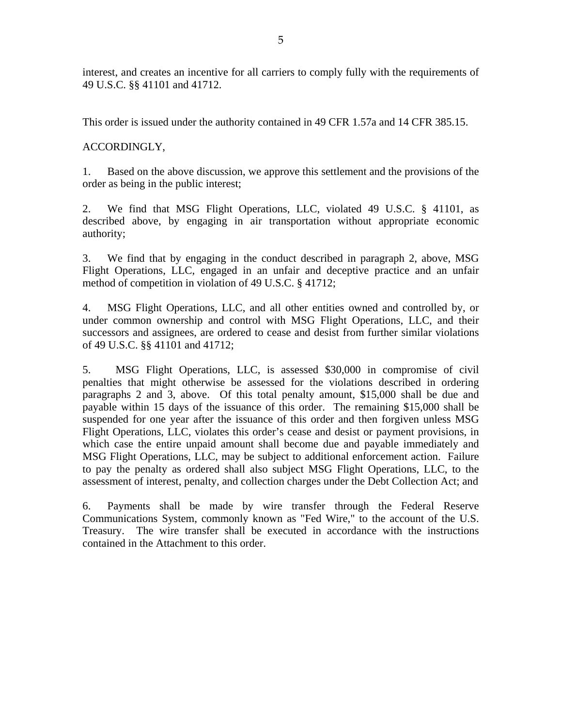interest, and creates an incentive for all carriers to comply fully with the requirements of 49 U.S.C. §§ 41101 and 41712.

This order is issued under the authority contained in 49 CFR 1.57a and 14 CFR 385.15.

ACCORDINGLY,

1. Based on the above discussion, we approve this settlement and the provisions of the order as being in the public interest;

2. We find that MSG Flight Operations, LLC, violated 49 U.S.C. § 41101, as described above, by engaging in air transportation without appropriate economic authority;

3. We find that by engaging in the conduct described in paragraph 2, above, MSG Flight Operations, LLC, engaged in an unfair and deceptive practice and an unfair method of competition in violation of 49 U.S.C. § 41712;

4. MSG Flight Operations, LLC, and all other entities owned and controlled by, or under common ownership and control with MSG Flight Operations, LLC, and their successors and assignees, are ordered to cease and desist from further similar violations of 49 U.S.C. §§ 41101 and 41712;

5. MSG Flight Operations, LLC, is assessed $30,000 in compromise of civil penalties that might otherwise be assessed for the violations described in ordering paragraphs 2 and 3, above. Of this total penalty amount, $15,000 shall be due and payable within 15 days of the issuance of this order. The remaining $15,000 shall be suspended for one year after the issuance of this order and then forgiven unless MSG Flight Operations, LLC, violates this order's cease and desist or payment provisions, in which case the entire unpaid amount shall become due and payable immediately and MSG Flight Operations, LLC, may be subject to additional enforcement action. Failure to pay the penalty as ordered shall also subject MSG Flight Operations, LLC, to the assessment of interest, penalty, and collection charges under the Debt Collection Act; and

6. Payments shall be made by wire transfer through the Federal Reserve Communications System, commonly known as "Fed Wire," to the account of the U.S. Treasury. The wire transfer shall be executed in accordance with the instructions contained in the Attachment to this order.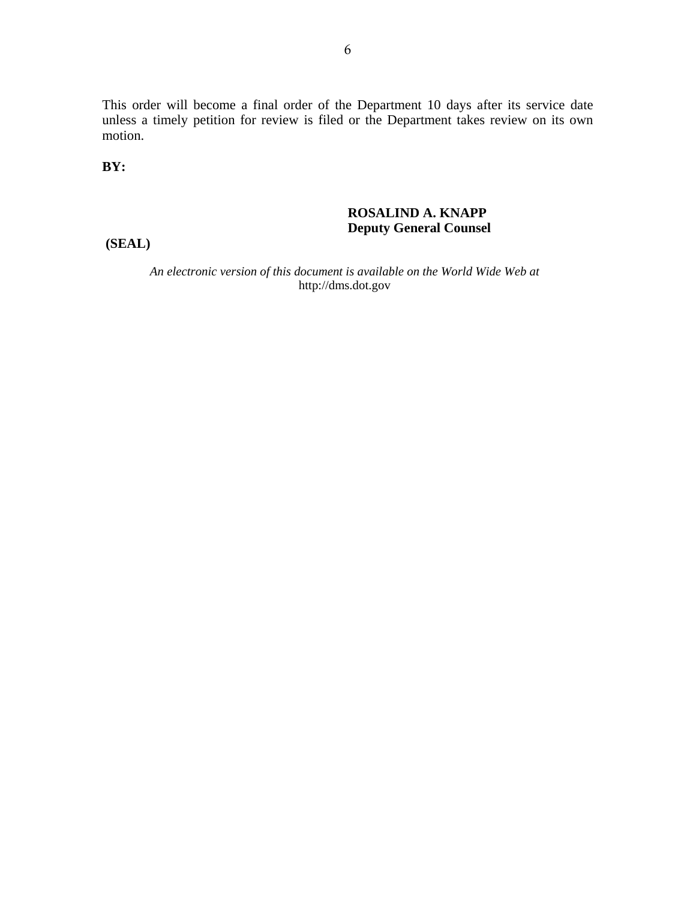This order will become a final order of the Department 10 days after its service date unless a timely petition for review is filed or the Department takes review on its own motion.

**BY:**

**ROSALIND A. KNAPP**
**Deputy General Counsel**

**(SEAL)**

*An electronic version of this document is available on the World Wide Web at* http://dms.dot.gov